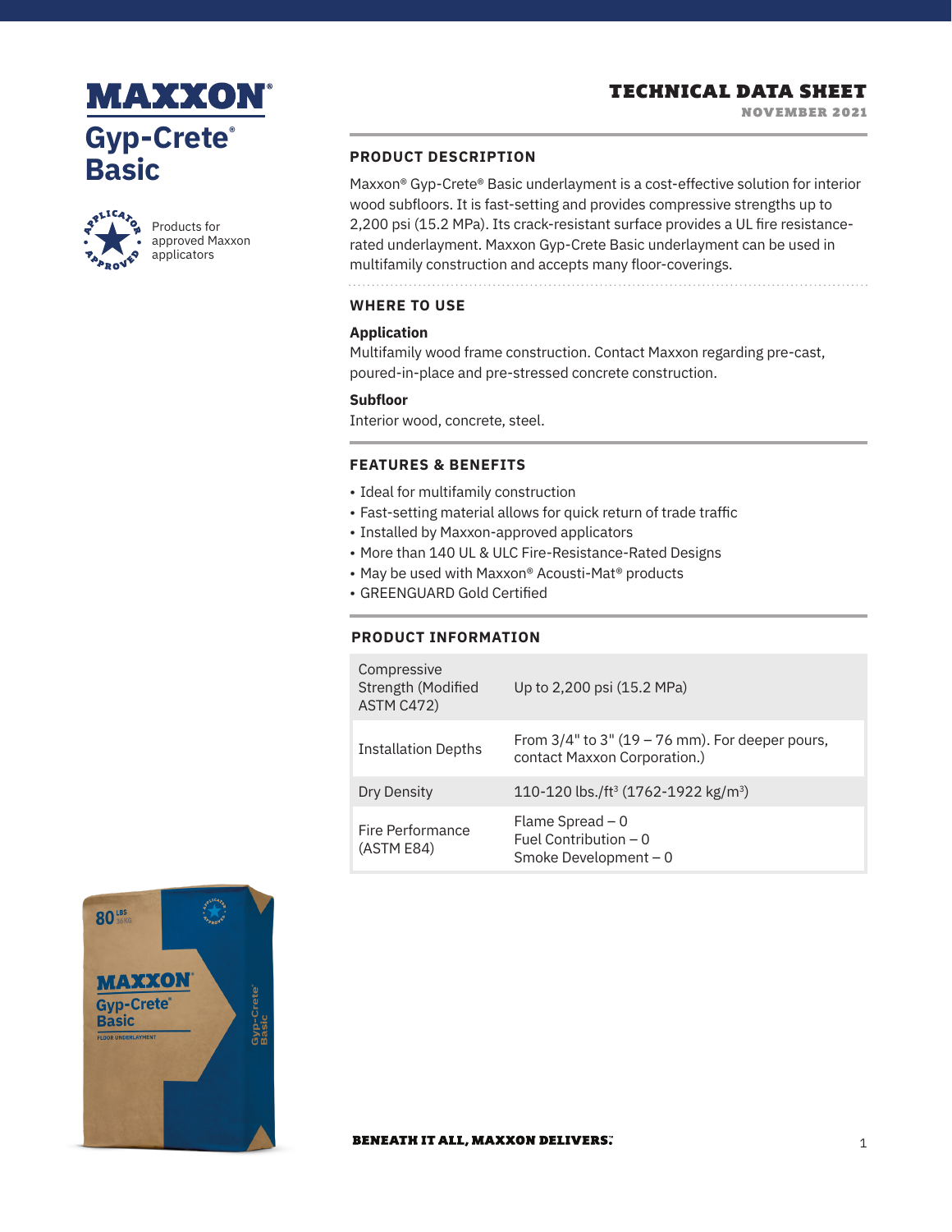# MAXXON®

## Gyp-Crete® Basic

Products for approved Maxxon applicators

**TECHNICAL DATA SHEET**
**NOVEMBER 2021**

## PRODUCT DESCRIPTION

Maxxon® Gyp-Crete® Basic underlayment is a cost-effective solution for interior wood subfloors. It is fast-setting and provides compressive strengths up to 2,200 psi (15.2 MPa). Its crack-resistant surface provides a UL fire resistance-rated underlayment. Maxxon Gyp-Crete Basic underlayment can be used in multifamily construction and accepts many floor-coverings.

## WHERE TO USE

**Application**
Multifamily wood frame construction. Contact Maxxon regarding pre-cast, poured-in-place and pre-stressed concrete construction.

**Subfloor**
Interior wood, concrete, steel.

## FEATURES & BENEFITS

- Ideal for multifamily construction
- Fast-setting material allows for quick return of trade traffic
- Installed by Maxxon-approved applicators
- More than 140 UL & ULC Fire-Resistance-Rated Designs
- May be used with Maxxon® Acousti-Mat® products
- GREENGUARD Gold Certified

## PRODUCT INFORMATION

| | |
|---|---|
| Compressive Strength (Modified ASTM C472) | Up to 2,200 psi (15.2 MPa) |
| Installation Depths | From 3/4" to 3" (19 – 76 mm). For deeper pours, contact Maxxon Corporation.) |
| Dry Density | 110-120 lbs./ft³ (1762-1922 kg/m³) |
| Fire Performance (ASTM E84) | Flame Spread – 0<br>Fuel Contribution – 0<br>Smoke Development – 0 |

**BENEATH IT ALL, MAXXON DELIVERS.**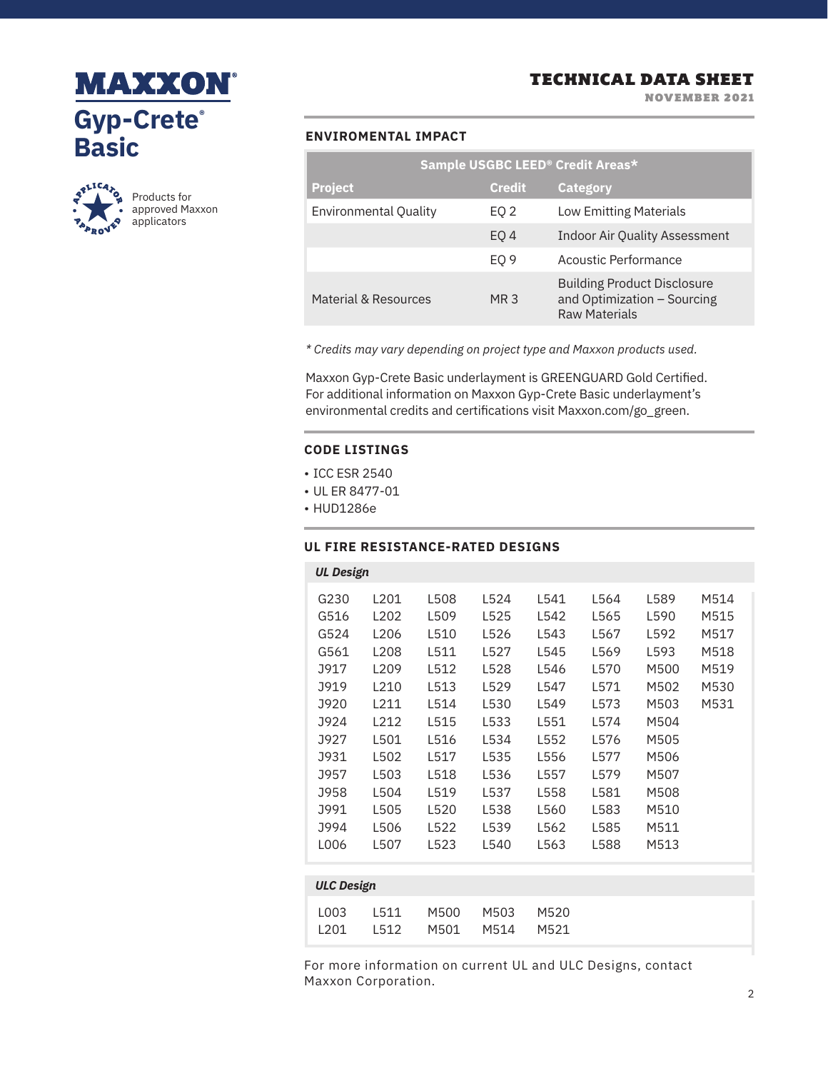# MAXXON®

## Gyp-Crete® Basic

Products for approved Maxxon applicators

TECHNICAL DATA SHEET
NOVEMBER 2021

### ENVIROMENTAL IMPACT

| Sample USGBC LEED® Credit Areas* | | |
|---|---|---|
| **Project** | **Credit** | **Category** |
| Environmental Quality | EQ 2 | Low Emitting Materials |
| | EQ 4 | Indoor Air Quality Assessment |
| | EQ 9 | Acoustic Performance |
| Material & Resources | MR 3 | Building Product Disclosure and Optimization – Sourcing Raw Materials |

*\* Credits may vary depending on project type and Maxxon products used.*

Maxxon Gyp-Crete Basic underlayment is GREENGUARD Gold Certified. For additional information on Maxxon Gyp-Crete Basic underlayment's environmental credits and certifications visit Maxxon.com/go_green.

### CODE LISTINGS

- ICC ESR 2540
- UL ER 8477-01
- HUD1286e

### UL FIRE RESISTANCE-RATED DESIGNS

| *UL Design* | | | | | | | |
|---|---|---|---|---|---|---|---|
| G230 | L201 | L508 | L524 | L541 | L564 | L589 | M514 |
| G516 | L202 | L509 | L525 | L542 | L565 | L590 | M515 |
| G524 | L206 | L510 | L526 | L543 | L567 | L592 | M517 |
| G561 | L208 | L511 | L527 | L545 | L569 | L593 | M518 |
| J917 | L209 | L512 | L528 | L546 | L570 | M500 | M519 |
| J919 | L210 | L513 | L529 | L547 | L571 | M502 | M530 |
| J920 | L211 | L514 | L530 | L549 | L573 | M503 | M531 |
| J924 | L212 | L515 | L533 | L551 | L574 | M504 | |
| J927 | L501 | L516 | L534 | L552 | L576 | M505 | |
| J931 | L502 | L517 | L535 | L556 | L577 | M506 | |
| J957 | L503 | L518 | L536 | L557 | L579 | M507 | |
| J958 | L504 | L519 | L537 | L558 | L581 | M508 | |
| J991 | L505 | L520 | L538 | L560 | L583 | M510 | |
| J994 | L506 | L522 | L539 | L562 | L585 | M511 | |
| L006 | L507 | L523 | L540 | L563 | L588 | M513 | |

| *ULC Design* | | | | |
|---|---|---|---|---|
| L003 | L511 | M500 | M503 | M520 |
| L201 | L512 | M501 | M514 | M521 |

For more information on current UL and ULC Designs, contact Maxxon Corporation.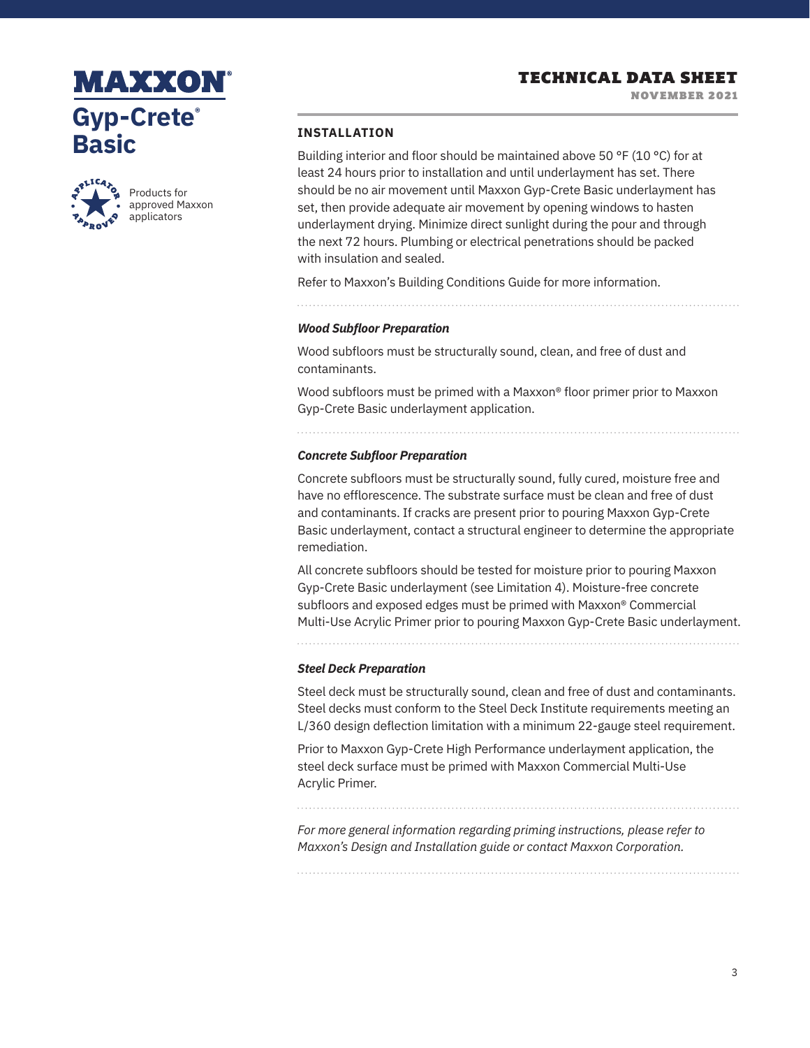# MAXXON

## Gyp-Crete® Basic

Products for approved Maxxon applicators

**TECHNICAL DATA SHEET**
NOVEMBER 2021

### INSTALLATION

Building interior and floor should be maintained above 50 °F (10 °C) for at least 24 hours prior to installation and until underlayment has set. There should be no air movement until Maxxon Gyp-Crete Basic underlayment has set, then provide adequate air movement by opening windows to hasten underlayment drying. Minimize direct sunlight during the pour and through the next 72 hours. Plumbing or electrical penetrations should be packed with insulation and sealed.

Refer to Maxxon's Building Conditions Guide for more information.

#### *Wood Subfloor Preparation*

Wood subfloors must be structurally sound, clean, and free of dust and contaminants.

Wood subfloors must be primed with a Maxxon® floor primer prior to Maxxon Gyp-Crete Basic underlayment application.

#### *Concrete Subfloor Preparation*

Concrete subfloors must be structurally sound, fully cured, moisture free and have no efflorescence. The substrate surface must be clean and free of dust and contaminants. If cracks are present prior to pouring Maxxon Gyp-Crete Basic underlayment, contact a structural engineer to determine the appropriate remediation.

All concrete subfloors should be tested for moisture prior to pouring Maxxon Gyp-Crete Basic underlayment (see Limitation 4). Moisture-free concrete subfloors and exposed edges must be primed with Maxxon® Commercial Multi-Use Acrylic Primer prior to pouring Maxxon Gyp-Crete Basic underlayment.

#### *Steel Deck Preparation*

Steel deck must be structurally sound, clean and free of dust and contaminants. Steel decks must conform to the Steel Deck Institute requirements meeting an L/360 design deflection limitation with a minimum 22-gauge steel requirement.

Prior to Maxxon Gyp-Crete High Performance underlayment application, the steel deck surface must be primed with Maxxon Commercial Multi-Use Acrylic Primer.

*For more general information regarding priming instructions, please refer to Maxxon's Design and Installation guide or contact Maxxon Corporation.*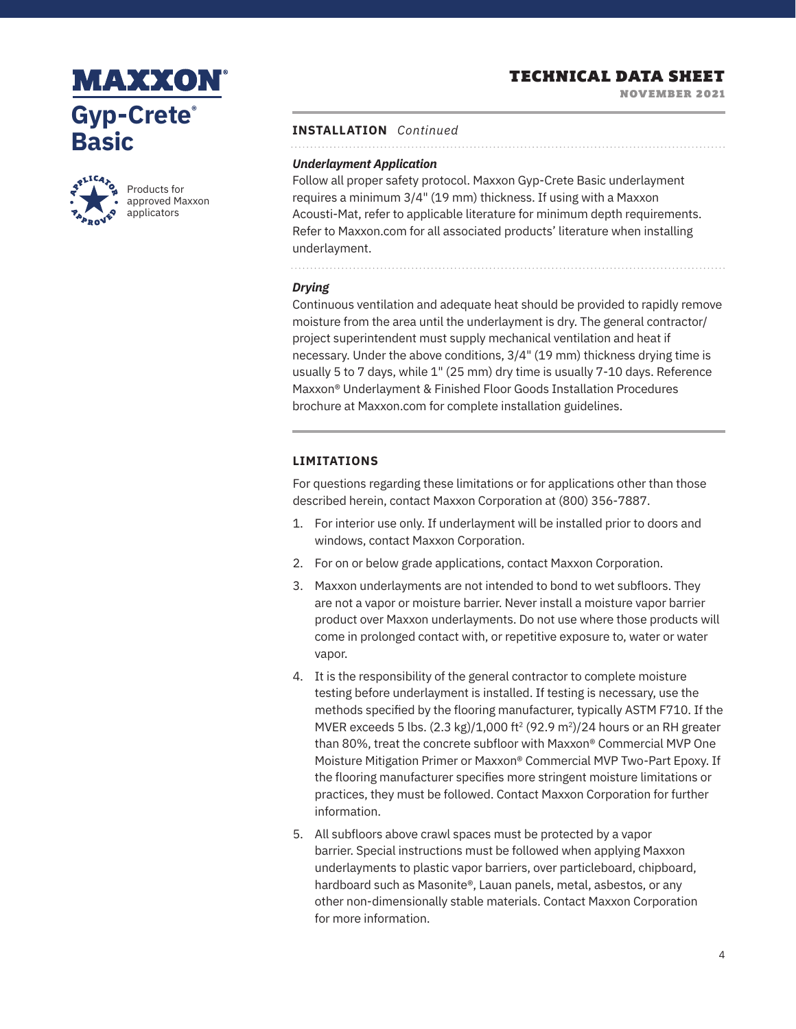# MAXXON® Gyp-Crete® Basic

Products for approved Maxxon applicators

## TECHNICAL DATA SHEET

NOVEMBER 2021

### INSTALLATION *Continued*

***Underlayment Application***

Follow all proper safety protocol. Maxxon Gyp-Crete Basic underlayment requires a minimum 3/4" (19 mm) thickness. If using with a Maxxon Acousti-Mat, refer to applicable literature for minimum depth requirements. Refer to Maxxon.com for all associated products' literature when installing underlayment.

***Drying***

Continuous ventilation and adequate heat should be provided to rapidly remove moisture from the area until the underlayment is dry. The general contractor/ project superintendent must supply mechanical ventilation and heat if necessary. Under the above conditions, 3/4" (19 mm) thickness drying time is usually 5 to 7 days, while 1" (25 mm) dry time is usually 7-10 days. Reference Maxxon® Underlayment & Finished Floor Goods Installation Procedures brochure at Maxxon.com for complete installation guidelines.

### LIMITATIONS

For questions regarding these limitations or for applications other than those described herein, contact Maxxon Corporation at (800) 356-7887.

1. For interior use only. If underlayment will be installed prior to doors and windows, contact Maxxon Corporation.
2. For on or below grade applications, contact Maxxon Corporation.
3. Maxxon underlayments are not intended to bond to wet subfloors. They are not a vapor or moisture barrier. Never install a moisture vapor barrier product over Maxxon underlayments. Do not use where those products will come in prolonged contact with, or repetitive exposure to, water or water vapor.
4. It is the responsibility of the general contractor to complete moisture testing before underlayment is installed. If testing is necessary, use the methods specified by the flooring manufacturer, typically ASTM F710. If the MVER exceeds 5 lbs. (2.3 kg)/1,000 $ft^2$ (92.9 $m^2$)/24 hours or an RH greater than 80%, treat the concrete subfloor with Maxxon® Commercial MVP One Moisture Mitigation Primer or Maxxon® Commercial MVP Two-Part Epoxy. If the flooring manufacturer specifies more stringent moisture limitations or practices, they must be followed. Contact Maxxon Corporation for further information.
5. All subfloors above crawl spaces must be protected by a vapor barrier. Special instructions must be followed when applying Maxxon underlayments to plastic vapor barriers, over particleboard, chipboard, hardboard such as Masonite®, Lauan panels, metal, asbestos, or any other non-dimensionally stable materials. Contact Maxxon Corporation for more information.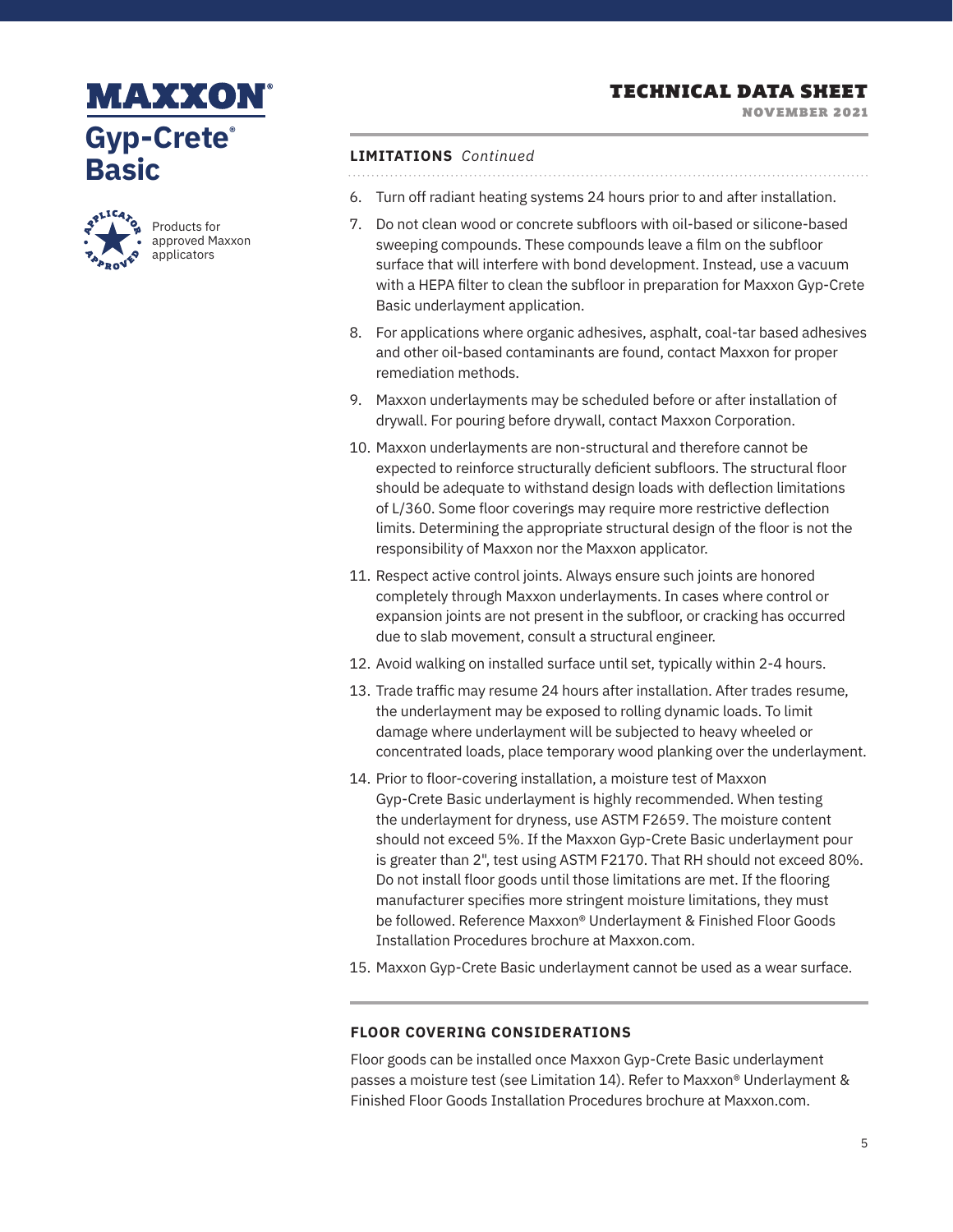# MAXXON®

## Gyp-Crete® Basic

Products for approved Maxxon applicators

**TECHNICAL DATA SHEET**
**NOVEMBER 2021**

### LIMITATIONS *Continued*

6. Turn off radiant heating systems 24 hours prior to and after installation.
7. Do not clean wood or concrete subfloors with oil-based or silicone-based sweeping compounds. These compounds leave a film on the subfloor surface that will interfere with bond development. Instead, use a vacuum with a HEPA filter to clean the subfloor in preparation for Maxxon Gyp-Crete Basic underlayment application.
8. For applications where organic adhesives, asphalt, coal-tar based adhesives and other oil-based contaminants are found, contact Maxxon for proper remediation methods.
9. Maxxon underlayments may be scheduled before or after installation of drywall. For pouring before drywall, contact Maxxon Corporation.
10. Maxxon underlayments are non-structural and therefore cannot be expected to reinforce structurally deficient subfloors. The structural floor should be adequate to withstand design loads with deflection limitations of L/360. Some floor coverings may require more restrictive deflection limits. Determining the appropriate structural design of the floor is not the responsibility of Maxxon nor the Maxxon applicator.
11. Respect active control joints. Always ensure such joints are honored completely through Maxxon underlayments. In cases where control or expansion joints are not present in the subfloor, or cracking has occurred due to slab movement, consult a structural engineer.
12. Avoid walking on installed surface until set, typically within 2-4 hours.
13. Trade traffic may resume 24 hours after installation. After trades resume, the underlayment may be exposed to rolling dynamic loads. To limit damage where underlayment will be subjected to heavy wheeled or concentrated loads, place temporary wood planking over the underlayment.
14. Prior to floor-covering installation, a moisture test of Maxxon Gyp-Crete Basic underlayment is highly recommended. When testing the underlayment for dryness, use ASTM F2659. The moisture content should not exceed 5%. If the Maxxon Gyp-Crete Basic underlayment pour is greater than 2", test using ASTM F2170. That RH should not exceed 80%. Do not install floor goods until those limitations are met. If the flooring manufacturer specifies more stringent moisture limitations, they must be followed. Reference Maxxon® Underlayment & Finished Floor Goods Installation Procedures brochure at Maxxon.com.
15. Maxxon Gyp-Crete Basic underlayment cannot be used as a wear surface.

### FLOOR COVERING CONSIDERATIONS

Floor goods can be installed once Maxxon Gyp-Crete Basic underlayment passes a moisture test (see Limitation 14). Refer to Maxxon® Underlayment & Finished Floor Goods Installation Procedures brochure at Maxxon.com.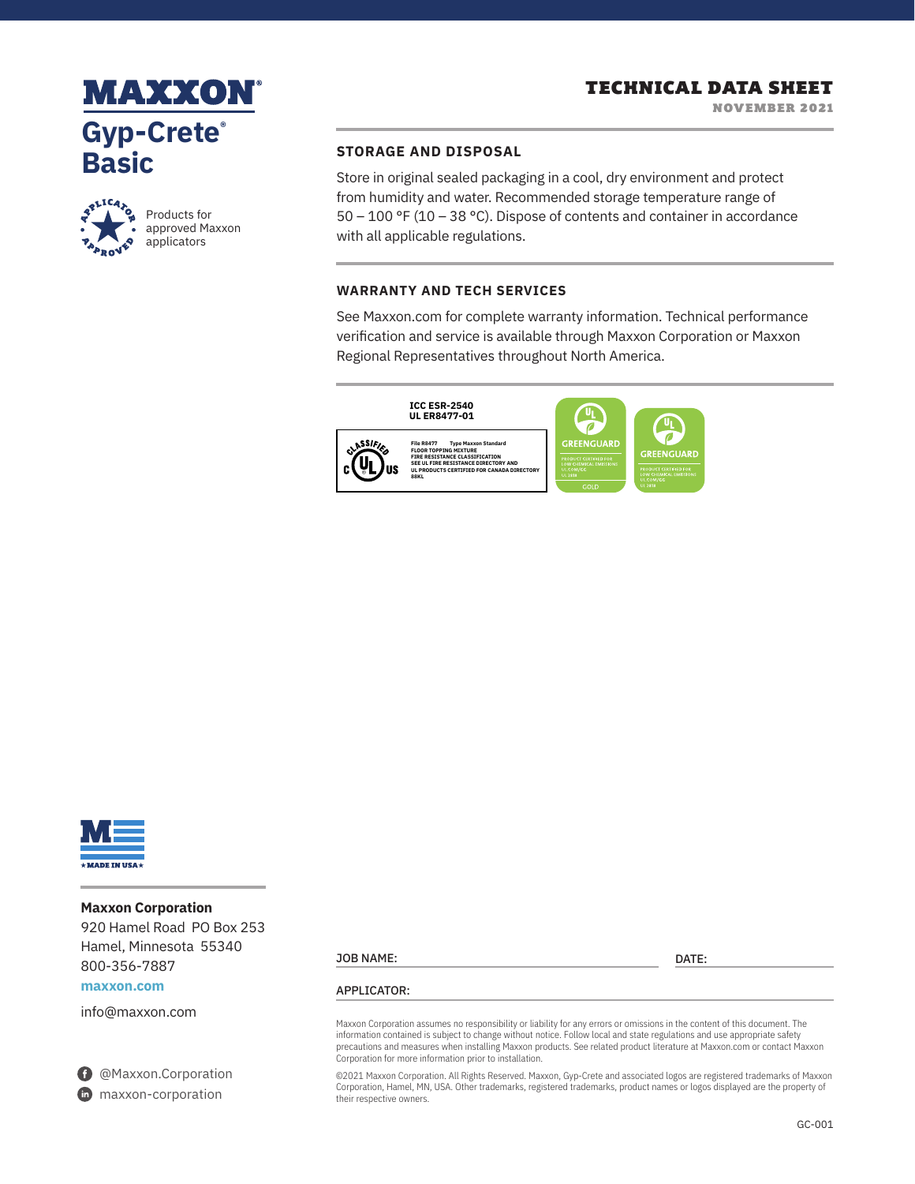# MAXXON®

## Gyp-Crete® Basic

Products for approved Maxxon applicators

**TECHNICAL DATA SHEET**
**NOVEMBER 2021**

### STORAGE AND DISPOSAL

Store in original sealed packaging in a cool, dry environment and protect from humidity and water. Recommended storage temperature range of 50 – 100 °F (10 – 38 °C). Dispose of contents and container in accordance with all applicable regulations.

### WARRANTY AND TECH SERVICES

See Maxxon.com for complete warranty information. Technical performance verification and service is available through Maxxon Corporation or Maxxon Regional Representatives throughout North America.

**ICC ESR-2540**
**UL ER8477-01**

File R8477 Type Maxxon Standard
FLOOR TOPPING MIXTURE
FIRE RESISTANCE CLASSIFICATION
SEE UL FIRE RESISTANCE DIRECTORY AND
UL PRODUCTS CERTIFIED FOR CANADA DIRECTORY
88KL

GREENGUARD GOLD
GREENGUARD

★MADE IN USA★

**Maxxon Corporation**
920 Hamel Road PO Box 253
Hamel, Minnesota 55340
800-356-7887
**maxxon.com**
info@maxxon.com

@Maxxon.Corporation
maxxon-corporation

JOB NAME: DATE:

APPLICATOR:

Maxxon Corporation assumes no responsibility or liability for any errors or omissions in the content of this document. The information contained is subject to change without notice. Follow local and state regulations and use appropriate safety precautions and measures when installing Maxxon products. See related product literature at Maxxon.com or contact Maxxon Corporation for more information prior to installation.

©2021 Maxxon Corporation. All Rights Reserved. Maxxon, Gyp-Crete and associated logos are registered trademarks of Maxxon Corporation, Hamel, MN, USA. Other trademarks, registered trademarks, product names or logos displayed are the property of their respective owners.

GC-001